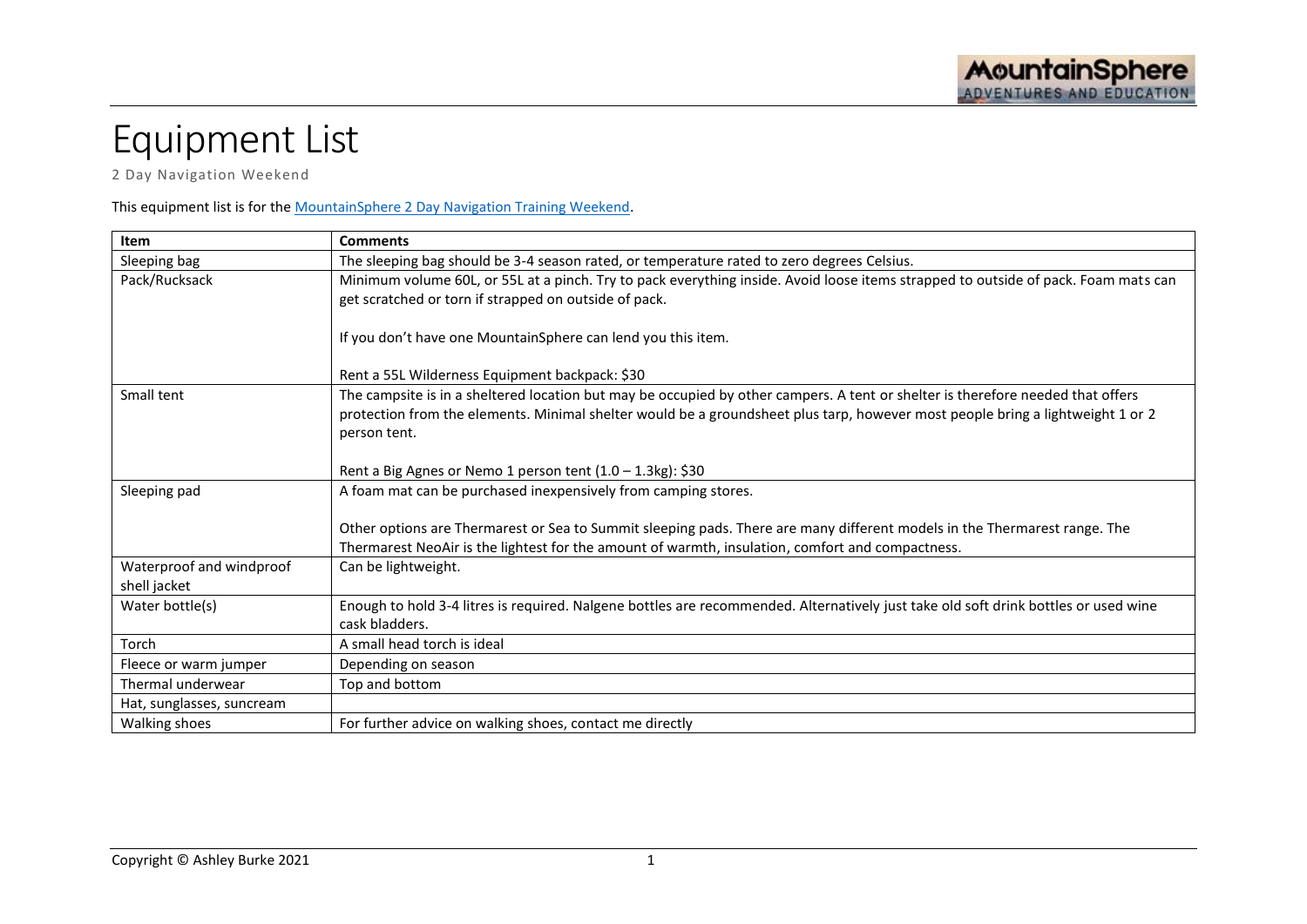# Equipment List

2 Day Navigation Weekend

This equipment list is for the [MountainSphere 2 Day Navigation Training Weekend](#).

| Item | Comments |
|---|---|
| Sleeping bag | The sleeping bag should be 3-4 season rated, or temperature rated to zero degrees Celsius. |
| Pack/Rucksack | Minimum volume 60L, or 55L at a pinch. Try to pack everything inside. Avoid loose items strapped to outside of pack. Foam mats can get scratched or torn if strapped on outside of pack.<br><br>If you don't have one MountainSphere can lend you this item.<br><br>Rent a 55L Wilderness Equipment backpack: $30 |
| Small tent | The campsite is in a sheltered location but may be occupied by other campers. A tent or shelter is therefore needed that offers protection from the elements. Minimal shelter would be a groundsheet plus tarp, however most people bring a lightweight 1 or 2 person tent.<br><br>Rent a Big Agnes or Nemo 1 person tent (1.0 – 1.3kg): $30 |
| Sleeping pad | A foam mat can be purchased inexpensively from camping stores.<br><br>Other options are Thermarest or Sea to Summit sleeping pads. There are many different models in the Thermarest range. The Thermarest NeoAir is the lightest for the amount of warmth, insulation, comfort and compactness. |
| Waterproof and windproof shell jacket | Can be lightweight. |
| Water bottle(s) | Enough to hold 3-4 litres is required. Nalgene bottles are recommended. Alternatively just take old soft drink bottles or used wine cask bladders. |
| Torch | A small head torch is ideal |
| Fleece or warm jumper | Depending on season |
| Thermal underwear | Top and bottom |
| Hat, sunglasses, suncream | |
| Walking shoes | For further advice on walking shoes, contact me directly |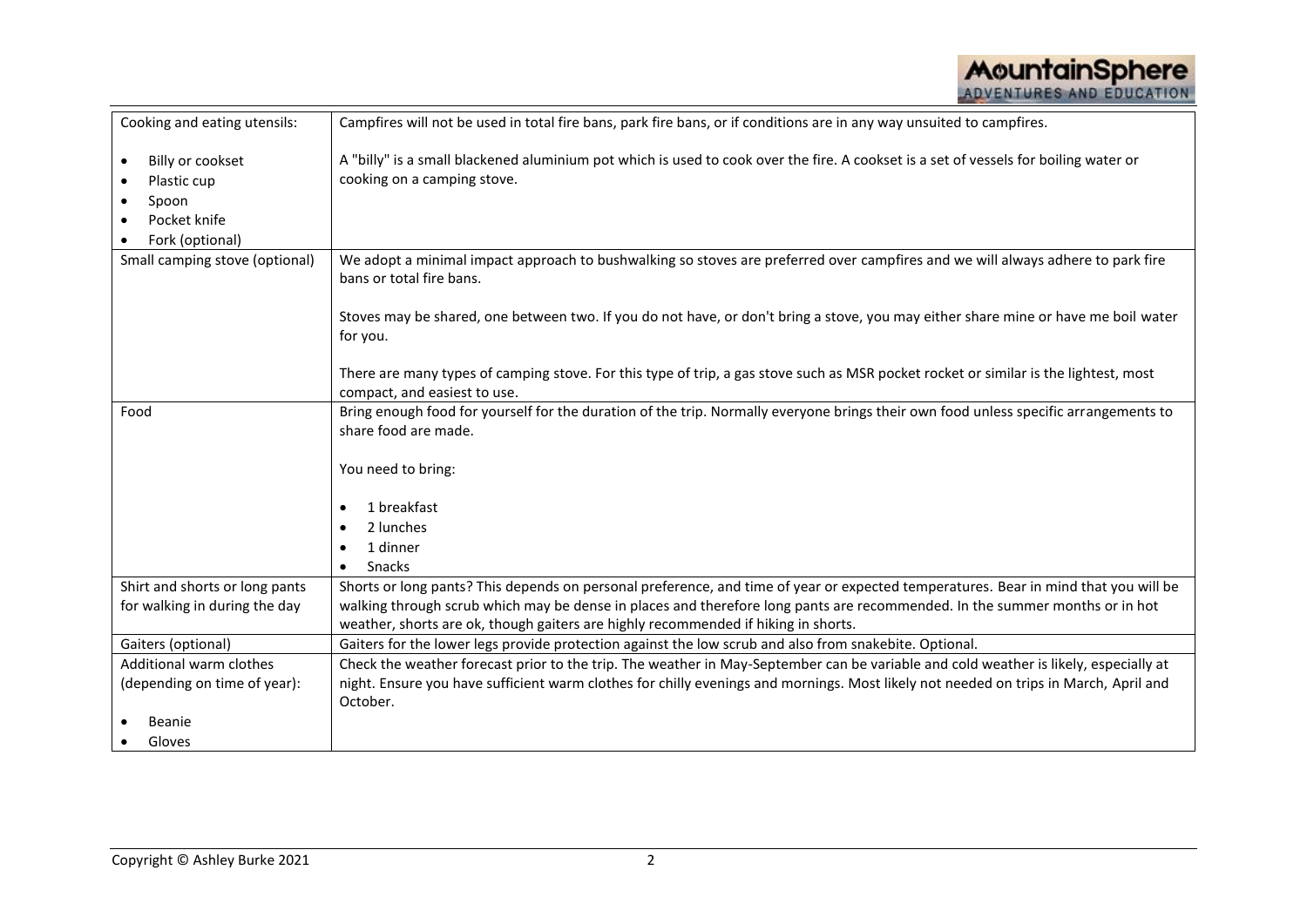| Cooking and eating utensils:<br><br>• Billy or cookset<br>• Plastic cup<br>• Spoon<br>• Pocket knife<br>• Fork (optional) | Campfires will not be used in total fire bans, park fire bans, or if conditions are in any way unsuited to campfires.<br><br>A "billy" is a small blackened aluminium pot which is used to cook over the fire. A cookset is a set of vessels for boiling water or cooking on a camping stove. |
|---|---|
| Small camping stove (optional) | We adopt a minimal impact approach to bushwalking so stoves are preferred over campfires and we will always adhere to park fire bans or total fire bans.<br><br>Stoves may be shared, one between two. If you do not have, or don't bring a stove, you may either share mine or have me boil water for you.<br><br>There are many types of camping stove. For this type of trip, a gas stove such as MSR pocket rocket or similar is the lightest, most compact, and easiest to use. |
| Food | Bring enough food for yourself for the duration of the trip. Normally everyone brings their own food unless specific arrangements to share food are made.<br><br>You need to bring:<br><br>• 1 breakfast<br>• 2 lunches<br>• 1 dinner<br>• Snacks |
| Shirt and shorts or long pants for walking in during the day | Shorts or long pants? This depends on personal preference, and time of year or expected temperatures. Bear in mind that you will be walking through scrub which may be dense in places and therefore long pants are recommended. In the summer months or in hot weather, shorts are ok, though gaiters are highly recommended if hiking in shorts. |
| Gaiters (optional) | Gaiters for the lower legs provide protection against the low scrub and also from snakebite. Optional. |
| Additional warm clothes (depending on time of year):<br><br>• Beanie<br>• Gloves | Check the weather forecast prior to the trip. The weather in May-September can be variable and cold weather is likely, especially at night. Ensure you have sufficient warm clothes for chilly evenings and mornings. Most likely not needed on trips in March, April and October. |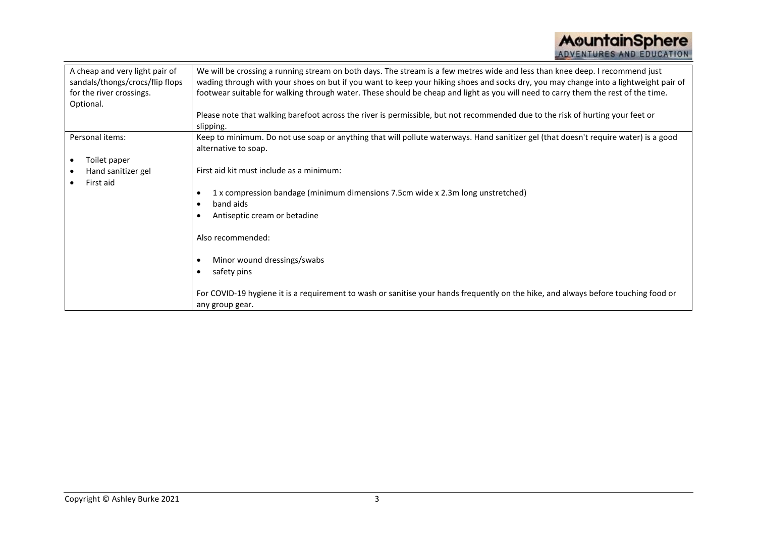| | |
|---|---|
| A cheap and very light pair of sandals/thongs/crocs/flip flops for the river crossings. Optional. | We will be crossing a running stream on both days. The stream is a few metres wide and less than knee deep. I recommend just wading through with your shoes on but if you want to keep your hiking shoes and socks dry, you may change into a lightweight pair of footwear suitable for walking through water. These should be cheap and light as you will need to carry them the rest of the time.<br><br>Please note that walking barefoot across the river is permissible, but not recommended due to the risk of hurting your feet or slipping. |
| Personal items:<br><br>• Toilet paper<br>• Hand sanitizer gel<br>• First aid | Keep to minimum. Do not use soap or anything that will pollute waterways. Hand sanitizer gel (that doesn't require water) is a good alternative to soap.<br><br>First aid kit must include as a minimum:<br><br>• 1 x compression bandage (minimum dimensions 7.5cm wide x 2.3m long unstretched)<br>• band aids<br>• Antiseptic cream or betadine<br><br>Also recommended:<br><br>• Minor wound dressings/swabs<br>• safety pins<br><br>For COVID-19 hygiene it is a requirement to wash or sanitise your hands frequently on the hike, and always before touching food or any group gear. |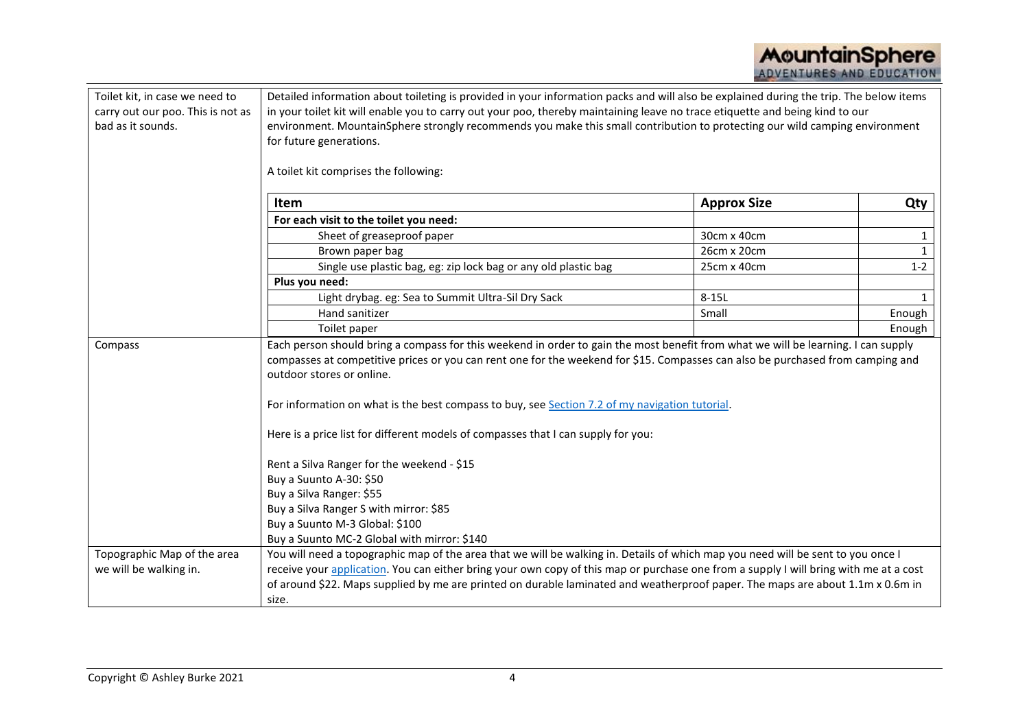| | |
|---|---|
| Toilet kit, in case we need to carry out our poo. This is not as bad as it sounds. | Detailed information about toileting is provided in your information packs and will also be explained during the trip. The below items in your toilet kit will enable you to carry out your poo, thereby maintaining leave no trace etiquette and being kind to our environment. MountainSphere strongly recommends you make this small contribution to protecting our wild camping environment for future generations.<br><br>A toilet kit comprises the following: |

| Item | Approx Size | Qty |
|---|---|---|
| **For each visit to the toilet you need:** | | |
| Sheet of greaseproof paper | 30cm x 40cm | 1 |
| Brown paper bag | 26cm x 20cm | 1 |
| Single use plastic bag, eg: zip lock bag or any old plastic bag | 25cm x 40cm | 1-2 |
| **Plus you need:** | | |
| Light drybag. eg: Sea to Summit Ultra-Sil Dry Sack | 8-15L | 1 |
| Hand sanitizer | Small | Enough |
| Toilet paper | | Enough |

| | |
|---|---|
| Compass | Each person should bring a compass for this weekend in order to gain the most benefit from what we will be learning. I can supply compasses at competitive prices or you can rent one for the weekend for $15. Compasses can also be purchased from camping and outdoor stores or online.<br><br>For information on what is the best compass to buy, see [Section 7.2 of my navigation tutorial](#).<br><br>Here is a price list for different models of compasses that I can supply for you:<br><br>Rent a Silva Ranger for the weekend - $15<br>Buy a Suunto A-30: $50<br>Buy a Silva Ranger: $55<br>Buy a Silva Ranger S with mirror: $85<br>Buy a Suunto M-3 Global: $100<br>Buy a Suunto MC-2 Global with mirror: $140 |
| Topographic Map of the area we will be walking in. | You will need a topographic map of the area that we will be walking in. Details of which map you need will be sent to you once I receive your [application](#). You can either bring your own copy of this map or purchase one from a supply I will bring with me at a cost of around $22. Maps supplied by me are printed on durable laminated and weatherproof paper. The maps are about 1.1m x 0.6m in size. |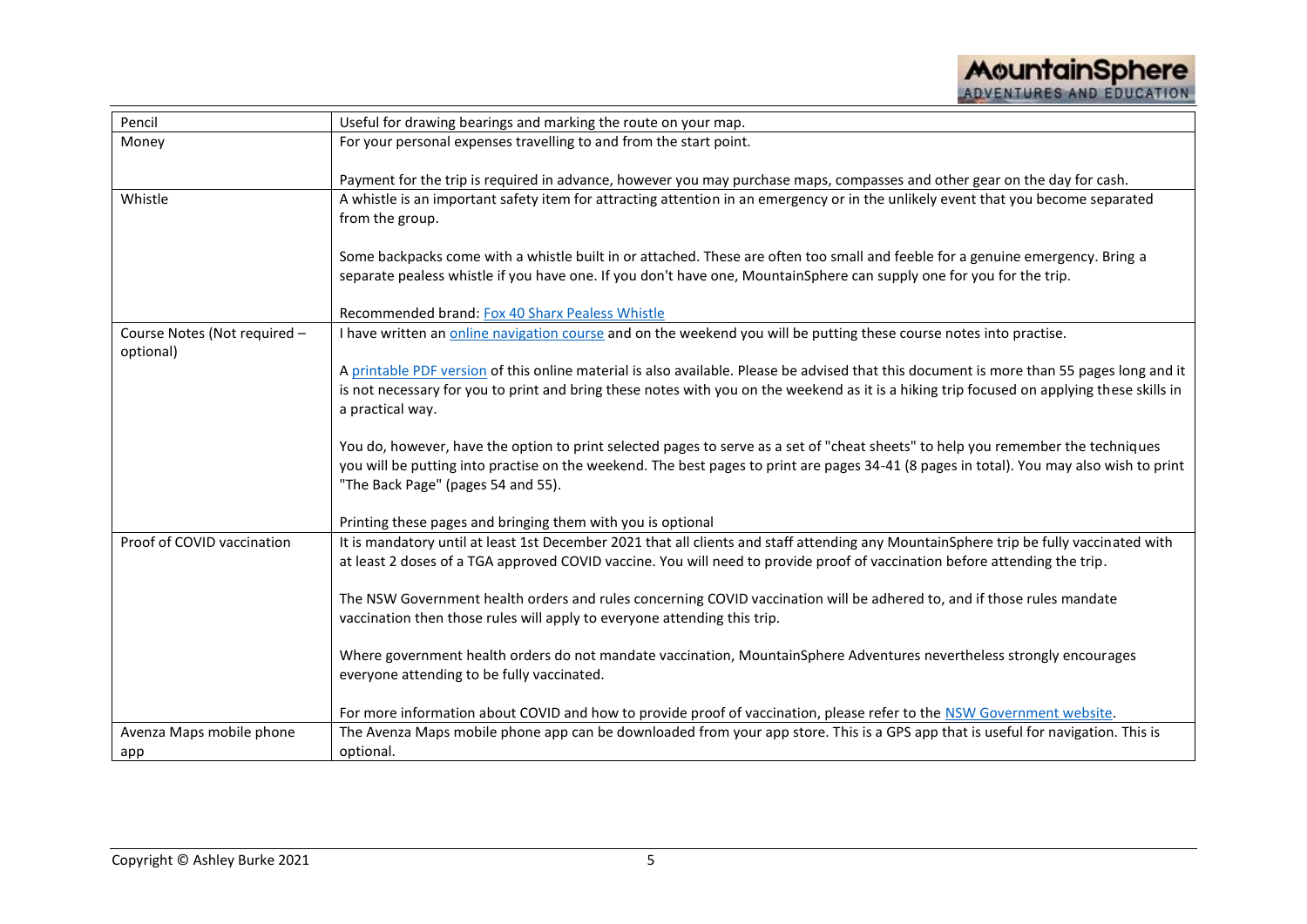| | |
|---|---|
| Pencil | Useful for drawing bearings and marking the route on your map. |
| Money | For your personal expenses travelling to and from the start point.<br><br>Payment for the trip is required in advance, however you may purchase maps, compasses and other gear on the day for cash. |
| Whistle | A whistle is an important safety item for attracting attention in an emergency or in the unlikely event that you become separated from the group.<br><br>Some backpacks come with a whistle built in or attached. These are often too small and feeble for a genuine emergency. Bring a separate pealess whistle if you have one. If you don't have one, MountainSphere can supply one for you for the trip.<br><br>Recommended brand: Fox 40 Sharx Pealess Whistle |
| Course Notes (Not required – optional) | I have written an online navigation course and on the weekend you will be putting these course notes into practise.<br><br>A printable PDF version of this online material is also available. Please be advised that this document is more than 55 pages long and it is not necessary for you to print and bring these notes with you on the weekend as it is a hiking trip focused on applying these skills in a practical way.<br><br>You do, however, have the option to print selected pages to serve as a set of "cheat sheets" to help you remember the techniques you will be putting into practise on the weekend. The best pages to print are pages 34-41 (8 pages in total). You may also wish to print "The Back Page" (pages 54 and 55).<br><br>Printing these pages and bringing them with you is optional |
| Proof of COVID vaccination | It is mandatory until at least 1st December 2021 that all clients and staff attending any MountainSphere trip be fully vaccinated with at least 2 doses of a TGA approved COVID vaccine. You will need to provide proof of vaccination before attending the trip.<br><br>The NSW Government health orders and rules concerning COVID vaccination will be adhered to, and if those rules mandate vaccination then those rules will apply to everyone attending this trip.<br><br>Where government health orders do not mandate vaccination, MountainSphere Adventures nevertheless strongly encourages everyone attending to be fully vaccinated.<br><br>For more information about COVID and how to provide proof of vaccination, please refer to the NSW Government website. |
| Avenza Maps mobile phone app | The Avenza Maps mobile phone app can be downloaded from your app store. This is a GPS app that is useful for navigation. This is optional. |

Copyright © Ashley Burke 2021